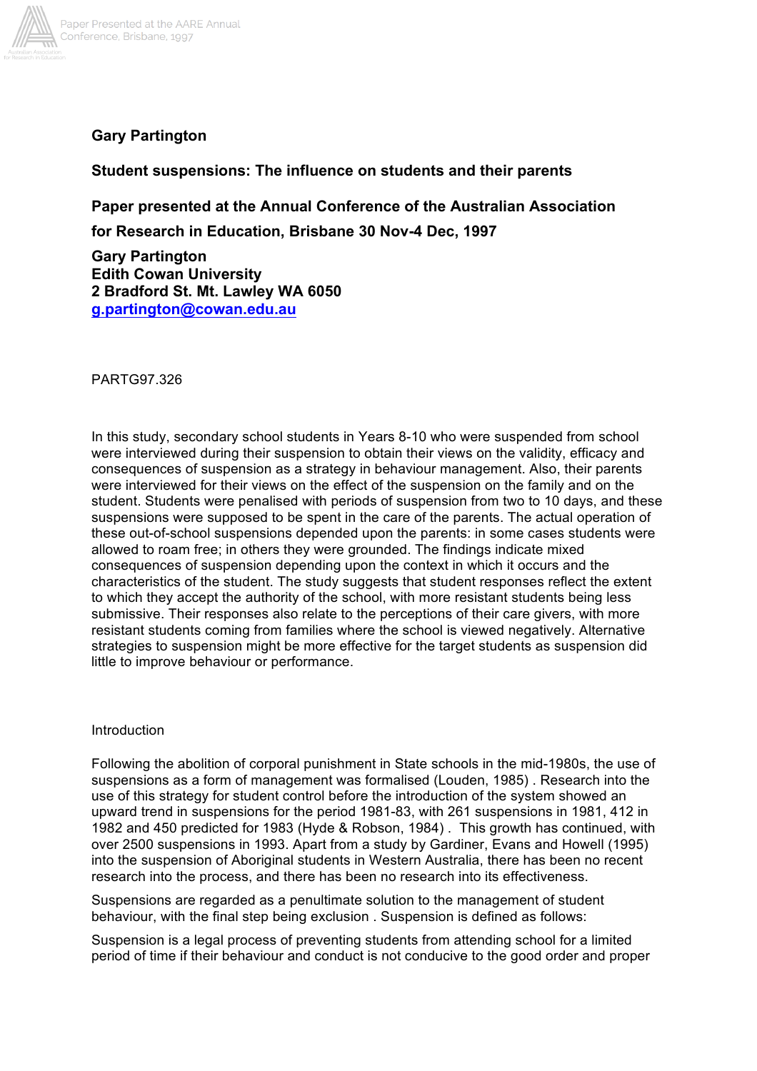**Gary Partington**

**Student suspensions: The influence on students and their parents**

**Paper presented at the Annual Conference of the Australian Association for Research in Education, Brisbane 30 Nov-4 Dec, 1997**

**Gary Partington**
**Edith Cowan University**
**2 Bradford St. Mt. Lawley WA 6050**
**g.partington@cowan.edu.au**

PARTG97.326

In this study, secondary school students in Years 8-10 who were suspended from school were interviewed during their suspension to obtain their views on the validity, efficacy and consequences of suspension as a strategy in behaviour management. Also, their parents were interviewed for their views on the effect of the suspension on the family and on the student. Students were penalised with periods of suspension from two to 10 days, and these suspensions were supposed to be spent in the care of the parents. The actual operation of these out-of-school suspensions depended upon the parents: in some cases students were allowed to roam free; in others they were grounded. The findings indicate mixed consequences of suspension depending upon the context in which it occurs and the characteristics of the student. The study suggests that student responses reflect the extent to which they accept the authority of the school, with more resistant students being less submissive. Their responses also relate to the perceptions of their care givers, with more resistant students coming from families where the school is viewed negatively. Alternative strategies to suspension might be more effective for the target students as suspension did little to improve behaviour or performance.

Introduction

Following the abolition of corporal punishment in State schools in the mid-1980s, the use of suspensions as a form of management was formalised (Louden, 1985) . Research into the use of this strategy for student control before the introduction of the system showed an upward trend in suspensions for the period 1981-83, with 261 suspensions in 1981, 412 in 1982 and 450 predicted for 1983 (Hyde & Robson, 1984) . This growth has continued, with over 2500 suspensions in 1993. Apart from a study by Gardiner, Evans and Howell (1995) into the suspension of Aboriginal students in Western Australia, there has been no recent research into the process, and there has been no research into its effectiveness.

Suspensions are regarded as a penultimate solution to the management of student behaviour, with the final step being exclusion . Suspension is defined as follows:

Suspension is a legal process of preventing students from attending school for a limited period of time if their behaviour and conduct is not conducive to the good order and proper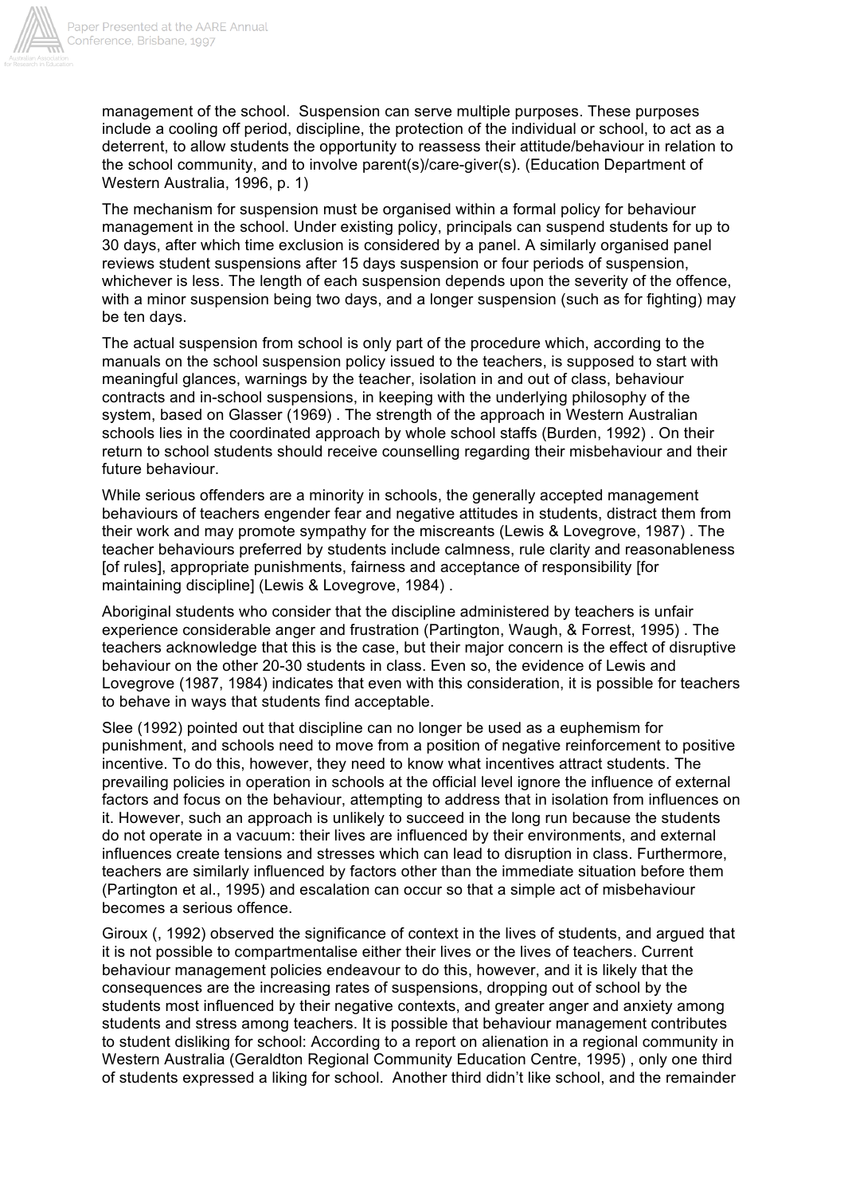management of the school. Suspension can serve multiple purposes. These purposes include a cooling off period, discipline, the protection of the individual or school, to act as a deterrent, to allow students the opportunity to reassess their attitude/behaviour in relation to the school community, and to involve parent(s)/care-giver(s). (Education Department of Western Australia, 1996, p. 1)

The mechanism for suspension must be organised within a formal policy for behaviour management in the school. Under existing policy, principals can suspend students for up to 30 days, after which time exclusion is considered by a panel. A similarly organised panel reviews student suspensions after 15 days suspension or four periods of suspension, whichever is less. The length of each suspension depends upon the severity of the offence, with a minor suspension being two days, and a longer suspension (such as for fighting) may be ten days.

The actual suspension from school is only part of the procedure which, according to the manuals on the school suspension policy issued to the teachers, is supposed to start with meaningful glances, warnings by the teacher, isolation in and out of class, behaviour contracts and in-school suspensions, in keeping with the underlying philosophy of the system, based on Glasser (1969) . The strength of the approach in Western Australian schools lies in the coordinated approach by whole school staffs (Burden, 1992) . On their return to school students should receive counselling regarding their misbehaviour and their future behaviour.

While serious offenders are a minority in schools, the generally accepted management behaviours of teachers engender fear and negative attitudes in students, distract them from their work and may promote sympathy for the miscreants (Lewis & Lovegrove, 1987) . The teacher behaviours preferred by students include calmness, rule clarity and reasonableness [of rules], appropriate punishments, fairness and acceptance of responsibility [for maintaining discipline] (Lewis & Lovegrove, 1984) .

Aboriginal students who consider that the discipline administered by teachers is unfair experience considerable anger and frustration (Partington, Waugh, & Forrest, 1995) . The teachers acknowledge that this is the case, but their major concern is the effect of disruptive behaviour on the other 20-30 students in class. Even so, the evidence of Lewis and Lovegrove (1987, 1984) indicates that even with this consideration, it is possible for teachers to behave in ways that students find acceptable.

Slee (1992) pointed out that discipline can no longer be used as a euphemism for punishment, and schools need to move from a position of negative reinforcement to positive incentive. To do this, however, they need to know what incentives attract students. The prevailing policies in operation in schools at the official level ignore the influence of external factors and focus on the behaviour, attempting to address that in isolation from influences on it. However, such an approach is unlikely to succeed in the long run because the students do not operate in a vacuum: their lives are influenced by their environments, and external influences create tensions and stresses which can lead to disruption in class. Furthermore, teachers are similarly influenced by factors other than the immediate situation before them (Partington et al., 1995) and escalation can occur so that a simple act of misbehaviour becomes a serious offence.

Giroux (, 1992) observed the significance of context in the lives of students, and argued that it is not possible to compartmentalise either their lives or the lives of teachers. Current behaviour management policies endeavour to do this, however, and it is likely that the consequences are the increasing rates of suspensions, dropping out of school by the students most influenced by their negative contexts, and greater anger and anxiety among students and stress among teachers. It is possible that behaviour management contributes to student disliking for school: According to a report on alienation in a regional community in Western Australia (Geraldton Regional Community Education Centre, 1995) , only one third of students expressed a liking for school. Another third didn't like school, and the remainder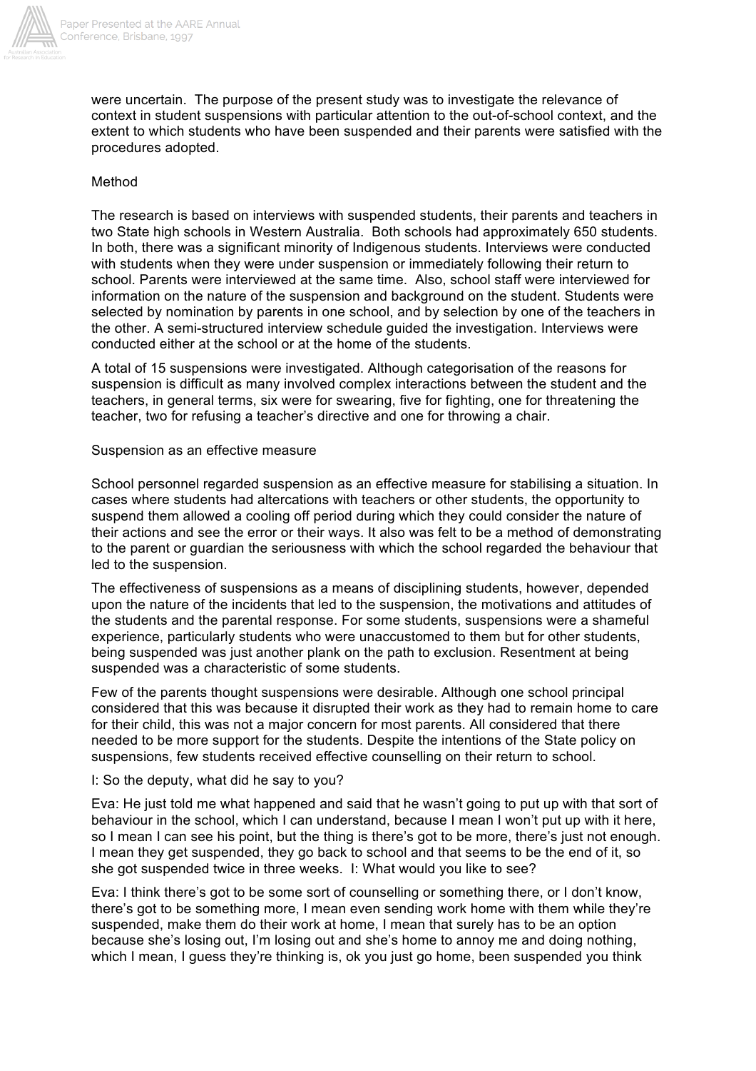were uncertain. The purpose of the present study was to investigate the relevance of context in student suspensions with particular attention to the out-of-school context, and the extent to which students who have been suspended and their parents were satisfied with the procedures adopted.

## Method

The research is based on interviews with suspended students, their parents and teachers in two State high schools in Western Australia. Both schools had approximately 650 students. In both, there was a significant minority of Indigenous students. Interviews were conducted with students when they were under suspension or immediately following their return to school. Parents were interviewed at the same time. Also, school staff were interviewed for information on the nature of the suspension and background on the student. Students were selected by nomination by parents in one school, and by selection by one of the teachers in the other. A semi-structured interview schedule guided the investigation. Interviews were conducted either at the school or at the home of the students.

A total of 15 suspensions were investigated. Although categorisation of the reasons for suspension is difficult as many involved complex interactions between the student and the teachers, in general terms, six were for swearing, five for fighting, one for threatening the teacher, two for refusing a teacher's directive and one for throwing a chair.

## Suspension as an effective measure

School personnel regarded suspension as an effective measure for stabilising a situation. In cases where students had altercations with teachers or other students, the opportunity to suspend them allowed a cooling off period during which they could consider the nature of their actions and see the error or their ways. It also was felt to be a method of demonstrating to the parent or guardian the seriousness with which the school regarded the behaviour that led to the suspension.

The effectiveness of suspensions as a means of disciplining students, however, depended upon the nature of the incidents that led to the suspension, the motivations and attitudes of the students and the parental response. For some students, suspensions were a shameful experience, particularly students who were unaccustomed to them but for other students, being suspended was just another plank on the path to exclusion. Resentment at being suspended was a characteristic of some students.

Few of the parents thought suspensions were desirable. Although one school principal considered that this was because it disrupted their work as they had to remain home to care for their child, this was not a major concern for most parents. All considered that there needed to be more support for the students. Despite the intentions of the State policy on suspensions, few students received effective counselling on their return to school.

I: So the deputy, what did he say to you?

Eva: He just told me what happened and said that he wasn't going to put up with that sort of behaviour in the school, which I can understand, because I mean I won't put up with it here, so I mean I can see his point, but the thing is there's got to be more, there's just not enough. I mean they get suspended, they go back to school and that seems to be the end of it, so she got suspended twice in three weeks. I: What would you like to see?

Eva: I think there's got to be some sort of counselling or something there, or I don't know, there's got to be something more, I mean even sending work home with them while they're suspended, make them do their work at home, I mean that surely has to be an option because she's losing out, I'm losing out and she's home to annoy me and doing nothing, which I mean, I guess they're thinking is, ok you just go home, been suspended you think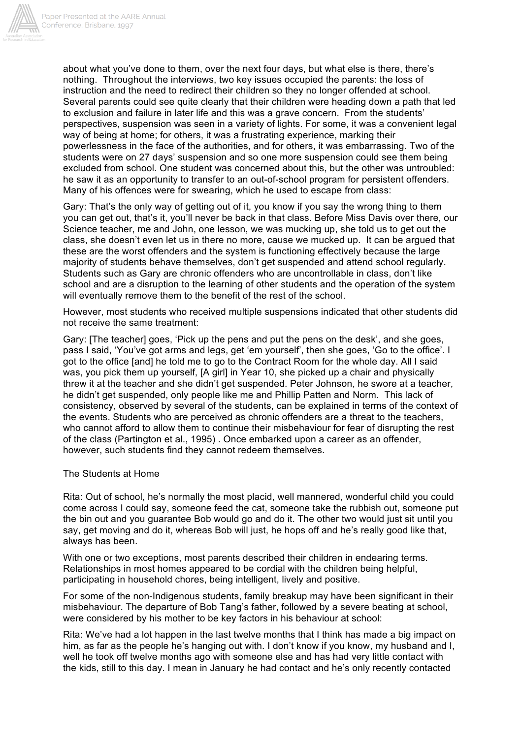about what you've done to them, over the next four days, but what else is there, there's nothing. Throughout the interviews, two key issues occupied the parents: the loss of instruction and the need to redirect their children so they no longer offended at school. Several parents could see quite clearly that their children were heading down a path that led to exclusion and failure in later life and this was a grave concern. From the students' perspectives, suspension was seen in a variety of lights. For some, it was a convenient legal way of being at home; for others, it was a frustrating experience, marking their powerlessness in the face of the authorities, and for others, it was embarrassing. Two of the students were on 27 days' suspension and so one more suspension could see them being excluded from school. One student was concerned about this, but the other was untroubled: he saw it as an opportunity to transfer to an out-of-school program for persistent offenders. Many of his offences were for swearing, which he used to escape from class:

Gary: That's the only way of getting out of it, you know if you say the wrong thing to them you can get out, that's it, you'll never be back in that class. Before Miss Davis over there, our Science teacher, me and John, one lesson, we was mucking up, she told us to get out the class, she doesn't even let us in there no more, cause we mucked up. It can be argued that these are the worst offenders and the system is functioning effectively because the large majority of students behave themselves, don't get suspended and attend school regularly. Students such as Gary are chronic offenders who are uncontrollable in class, don't like school and are a disruption to the learning of other students and the operation of the system will eventually remove them to the benefit of the rest of the school.

However, most students who received multiple suspensions indicated that other students did not receive the same treatment:

Gary: [The teacher] goes, 'Pick up the pens and put the pens on the desk', and she goes, pass I said, 'You've got arms and legs, get 'em yourself', then she goes, 'Go to the office'. I got to the office [and] he told me to go to the Contract Room for the whole day. All I said was, you pick them up yourself, [A girl] in Year 10, she picked up a chair and physically threw it at the teacher and she didn't get suspended. Peter Johnson, he swore at a teacher, he didn't get suspended, only people like me and Phillip Patten and Norm. This lack of consistency, observed by several of the students, can be explained in terms of the context of the events. Students who are perceived as chronic offenders are a threat to the teachers, who cannot afford to allow them to continue their misbehaviour for fear of disrupting the rest of the class (Partington et al., 1995) . Once embarked upon a career as an offender, however, such students find they cannot redeem themselves.

## The Students at Home

Rita: Out of school, he's normally the most placid, well mannered, wonderful child you could come across I could say, someone feed the cat, someone take the rubbish out, someone put the bin out and you guarantee Bob would go and do it. The other two would just sit until you say, get moving and do it, whereas Bob will just, he hops off and he's really good like that, always has been.

With one or two exceptions, most parents described their children in endearing terms. Relationships in most homes appeared to be cordial with the children being helpful, participating in household chores, being intelligent, lively and positive.

For some of the non-Indigenous students, family breakup may have been significant in their misbehaviour. The departure of Bob Tang's father, followed by a severe beating at school, were considered by his mother to be key factors in his behaviour at school:

Rita: We've had a lot happen in the last twelve months that I think has made a big impact on him, as far as the people he's hanging out with. I don't know if you know, my husband and I, well he took off twelve months ago with someone else and has had very little contact with the kids, still to this day. I mean in January he had contact and he's only recently contacted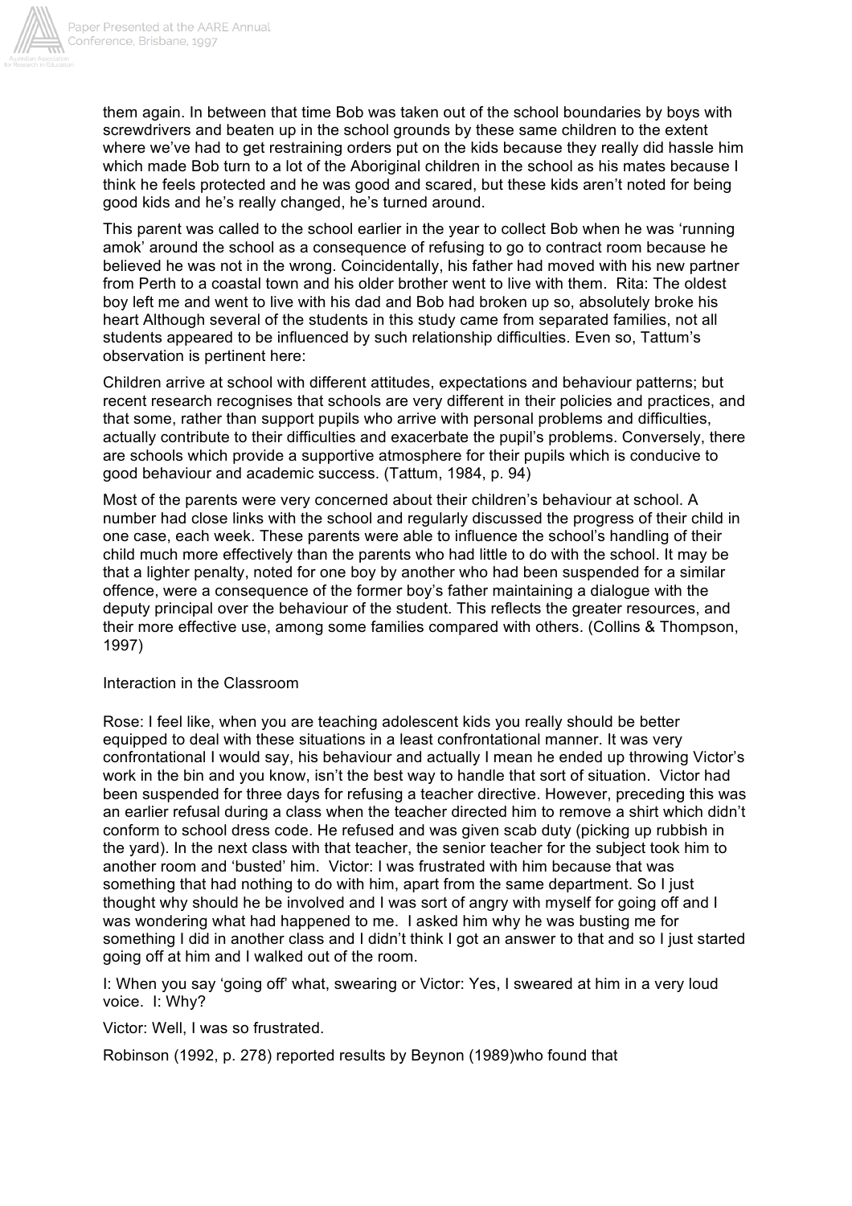them again. In between that time Bob was taken out of the school boundaries by boys with screwdrivers and beaten up in the school grounds by these same children to the extent where we've had to get restraining orders put on the kids because they really did hassle him which made Bob turn to a lot of the Aboriginal children in the school as his mates because I think he feels protected and he was good and scared, but these kids aren't noted for being good kids and he's really changed, he's turned around.

This parent was called to the school earlier in the year to collect Bob when he was 'running amok' around the school as a consequence of refusing to go to contract room because he believed he was not in the wrong. Coincidentally, his father had moved with his new partner from Perth to a coastal town and his older brother went to live with them. Rita: The oldest boy left me and went to live with his dad and Bob had broken up so, absolutely broke his heart Although several of the students in this study came from separated families, not all students appeared to be influenced by such relationship difficulties. Even so, Tattum's observation is pertinent here:

Children arrive at school with different attitudes, expectations and behaviour patterns; but recent research recognises that schools are very different in their policies and practices, and that some, rather than support pupils who arrive with personal problems and difficulties, actually contribute to their difficulties and exacerbate the pupil's problems. Conversely, there are schools which provide a supportive atmosphere for their pupils which is conducive to good behaviour and academic success. (Tattum, 1984, p. 94)

Most of the parents were very concerned about their children's behaviour at school. A number had close links with the school and regularly discussed the progress of their child in one case, each week. These parents were able to influence the school's handling of their child much more effectively than the parents who had little to do with the school. It may be that a lighter penalty, noted for one boy by another who had been suspended for a similar offence, were a consequence of the former boy's father maintaining a dialogue with the deputy principal over the behaviour of the student. This reflects the greater resources, and their more effective use, among some families compared with others. (Collins & Thompson, 1997)

Interaction in the Classroom

Rose: I feel like, when you are teaching adolescent kids you really should be better equipped to deal with these situations in a least confrontational manner. It was very confrontational I would say, his behaviour and actually I mean he ended up throwing Victor's work in the bin and you know, isn't the best way to handle that sort of situation. Victor had been suspended for three days for refusing a teacher directive. However, preceding this was an earlier refusal during a class when the teacher directed him to remove a shirt which didn't conform to school dress code. He refused and was given scab duty (picking up rubbish in the yard). In the next class with that teacher, the senior teacher for the subject took him to another room and 'busted' him. Victor: I was frustrated with him because that was something that had nothing to do with him, apart from the same department. So I just thought why should he be involved and I was sort of angry with myself for going off and I was wondering what had happened to me. I asked him why he was busting me for something I did in another class and I didn't think I got an answer to that and so I just started going off at him and I walked out of the room.

I: When you say 'going off' what, swearing or Victor: Yes, I sweared at him in a very loud voice. I: Why?

Victor: Well, I was so frustrated.

Robinson (1992, p. 278) reported results by Beynon (1989)who found that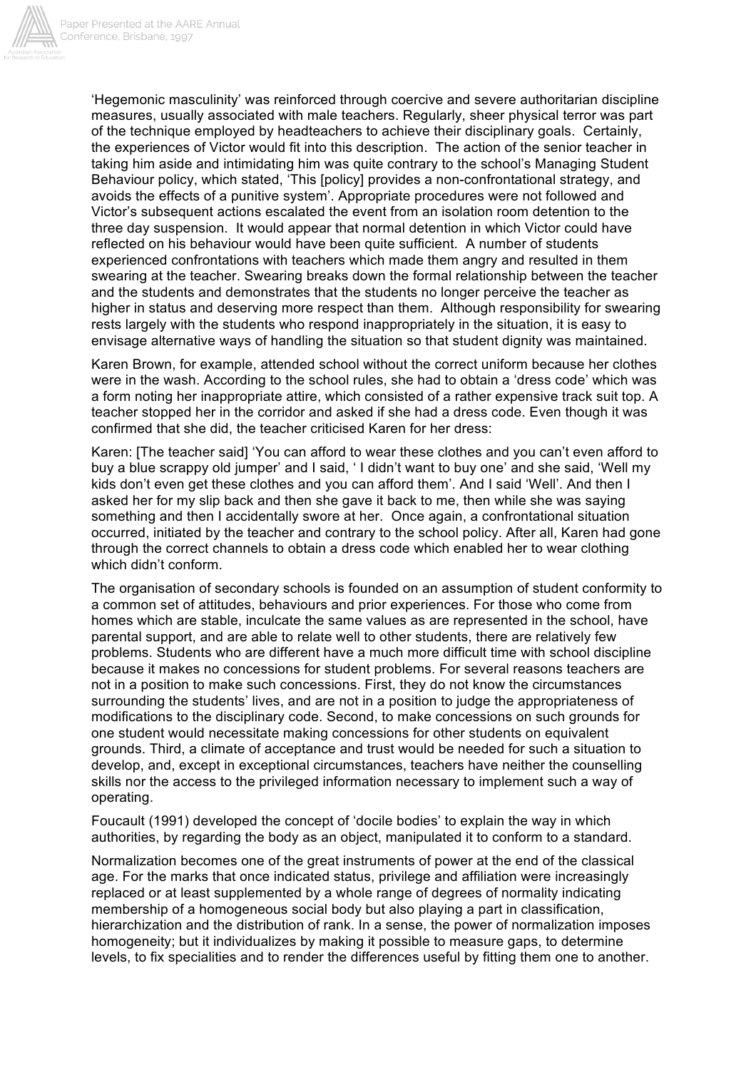'Hegemonic masculinity' was reinforced through coercive and severe authoritarian discipline measures, usually associated with male teachers. Regularly, sheer physical terror was part of the technique employed by headteachers to achieve their disciplinary goals. Certainly, the experiences of Victor would fit into this description. The action of the senior teacher in taking him aside and intimidating him was quite contrary to the school's Managing Student Behaviour policy, which stated, 'This [policy] provides a non-confrontational strategy, and avoids the effects of a punitive system'. Appropriate procedures were not followed and Victor's subsequent actions escalated the event from an isolation room detention to the three day suspension. It would appear that normal detention in which Victor could have reflected on his behaviour would have been quite sufficient. A number of students experienced confrontations with teachers which made them angry and resulted in them swearing at the teacher. Swearing breaks down the formal relationship between the teacher and the students and demonstrates that the students no longer perceive the teacher as higher in status and deserving more respect than them. Although responsibility for swearing rests largely with the students who respond inappropriately in the situation, it is easy to envisage alternative ways of handling the situation so that student dignity was maintained.

Karen Brown, for example, attended school without the correct uniform because her clothes were in the wash. According to the school rules, she had to obtain a 'dress code' which was a form noting her inappropriate attire, which consisted of a rather expensive track suit top. A teacher stopped her in the corridor and asked if she had a dress code. Even though it was confirmed that she did, the teacher criticised Karen for her dress:

Karen: [The teacher said] 'You can afford to wear these clothes and you can't even afford to buy a blue scrappy old jumper' and I said, ' I didn't want to buy one' and she said, 'Well my kids don't even get these clothes and you can afford them'. And I said 'Well'. And then I asked her for my slip back and then she gave it back to me, then while she was saying something and then I accidentally swore at her. Once again, a confrontational situation occurred, initiated by the teacher and contrary to the school policy. After all, Karen had gone through the correct channels to obtain a dress code which enabled her to wear clothing which didn't conform.

The organisation of secondary schools is founded on an assumption of student conformity to a common set of attitudes, behaviours and prior experiences. For those who come from homes which are stable, inculcate the same values as are represented in the school, have parental support, and are able to relate well to other students, there are relatively few problems. Students who are different have a much more difficult time with school discipline because it makes no concessions for student problems. For several reasons teachers are not in a position to make such concessions. First, they do not know the circumstances surrounding the students' lives, and are not in a position to judge the appropriateness of modifications to the disciplinary code. Second, to make concessions on such grounds for one student would necessitate making concessions for other students on equivalent grounds. Third, a climate of acceptance and trust would be needed for such a situation to develop, and, except in exceptional circumstances, teachers have neither the counselling skills nor the access to the privileged information necessary to implement such a way of operating.

Foucault (1991) developed the concept of 'docile bodies' to explain the way in which authorities, by regarding the body as an object, manipulated it to conform to a standard.

Normalization becomes one of the great instruments of power at the end of the classical age. For the marks that once indicated status, privilege and affiliation were increasingly replaced or at least supplemented by a whole range of degrees of normality indicating membership of a homogeneous social body but also playing a part in classification, hierarchization and the distribution of rank. In a sense, the power of normalization imposes homogeneity; but it individualizes by making it possible to measure gaps, to determine levels, to fix specialities and to render the differences useful by fitting them one to another.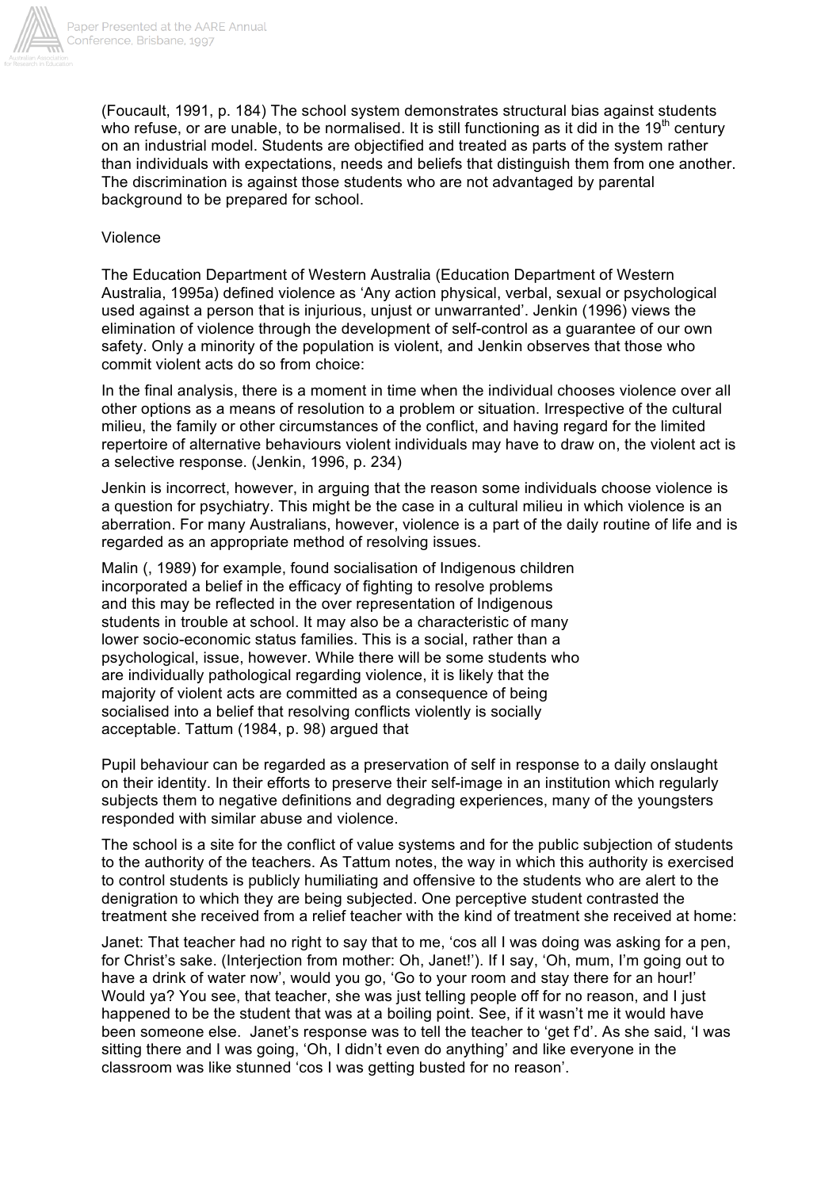(Foucault, 1991, p. 184) The school system demonstrates structural bias against students who refuse, or are unable, to be normalised. It is still functioning as it did in the 19th century on an industrial model. Students are objectified and treated as parts of the system rather than individuals with expectations, needs and beliefs that distinguish them from one another. The discrimination is against those students who are not advantaged by parental background to be prepared for school.

## Violence

The Education Department of Western Australia (Education Department of Western Australia, 1995a) defined violence as 'Any action physical, verbal, sexual or psychological used against a person that is injurious, unjust or unwarranted'. Jenkin (1996) views the elimination of violence through the development of self-control as a guarantee of our own safety. Only a minority of the population is violent, and Jenkin observes that those who commit violent acts do so from choice:

In the final analysis, there is a moment in time when the individual chooses violence over all other options as a means of resolution to a problem or situation. Irrespective of the cultural milieu, the family or other circumstances of the conflict, and having regard for the limited repertoire of alternative behaviours violent individuals may have to draw on, the violent act is a selective response. (Jenkin, 1996, p. 234)

Jenkin is incorrect, however, in arguing that the reason some individuals choose violence is a question for psychiatry. This might be the case in a cultural milieu in which violence is an aberration. For many Australians, however, violence is a part of the daily routine of life and is regarded as an appropriate method of resolving issues.

Malin (, 1989) for example, found socialisation of Indigenous children incorporated a belief in the efficacy of fighting to resolve problems and this may be reflected in the over representation of Indigenous students in trouble at school. It may also be a characteristic of many lower socio-economic status families. This is a social, rather than a psychological, issue, however. While there will be some students who are individually pathological regarding violence, it is likely that the majority of violent acts are committed as a consequence of being socialised into a belief that resolving conflicts violently is socially acceptable. Tattum (1984, p. 98) argued that

Pupil behaviour can be regarded as a preservation of self in response to a daily onslaught on their identity. In their efforts to preserve their self-image in an institution which regularly subjects them to negative definitions and degrading experiences, many of the youngsters responded with similar abuse and violence.

The school is a site for the conflict of value systems and for the public subjection of students to the authority of the teachers. As Tattum notes, the way in which this authority is exercised to control students is publicly humiliating and offensive to the students who are alert to the denigration to which they are being subjected. One perceptive student contrasted the treatment she received from a relief teacher with the kind of treatment she received at home:

Janet: That teacher had no right to say that to me, 'cos all I was doing was asking for a pen, for Christ's sake. (Interjection from mother: Oh, Janet!'). If I say, 'Oh, mum, I'm going out to have a drink of water now', would you go, 'Go to your room and stay there for an hour!' Would ya? You see, that teacher, she was just telling people off for no reason, and I just happened to be the student that was at a boiling point. See, if it wasn't me it would have been someone else. Janet's response was to tell the teacher to 'get f'd'. As she said, 'I was sitting there and I was going, 'Oh, I didn't even do anything' and like everyone in the classroom was like stunned 'cos I was getting busted for no reason'.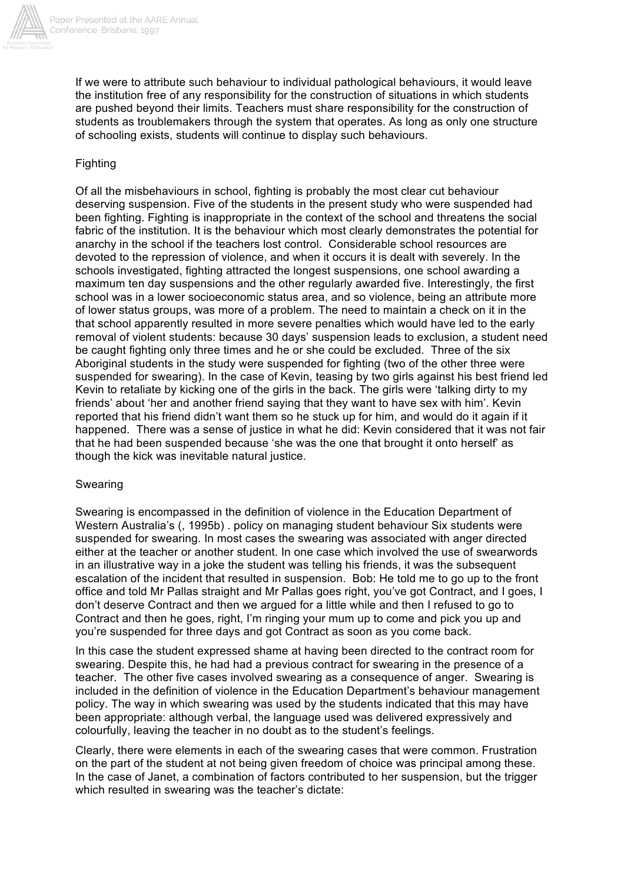If we were to attribute such behaviour to individual pathological behaviours, it would leave the institution free of any responsibility for the construction of situations in which students are pushed beyond their limits. Teachers must share responsibility for the construction of students as troublemakers through the system that operates. As long as only one structure of schooling exists, students will continue to display such behaviours.

## Fighting

Of all the misbehaviours in school, fighting is probably the most clear cut behaviour deserving suspension. Five of the students in the present study who were suspended had been fighting. Fighting is inappropriate in the context of the school and threatens the social fabric of the institution. It is the behaviour which most clearly demonstrates the potential for anarchy in the school if the teachers lost control. Considerable school resources are devoted to the repression of violence, and when it occurs it is dealt with severely. In the schools investigated, fighting attracted the longest suspensions, one school awarding a maximum ten day suspensions and the other regularly awarded five. Interestingly, the first school was in a lower socioeconomic status area, and so violence, being an attribute more of lower status groups, was more of a problem. The need to maintain a check on it in the that school apparently resulted in more severe penalties which would have led to the early removal of violent students: because 30 days' suspension leads to exclusion, a student need be caught fighting only three times and he or she could be excluded. Three of the six Aboriginal students in the study were suspended for fighting (two of the other three were suspended for swearing). In the case of Kevin, teasing by two girls against his best friend led Kevin to retaliate by kicking one of the girls in the back. The girls were 'talking dirty to my friends' about 'her and another friend saying that they want to have sex with him'. Kevin reported that his friend didn't want them so he stuck up for him, and would do it again if it happened. There was a sense of justice in what he did: Kevin considered that it was not fair that he had been suspended because 'she was the one that brought it onto herself' as though the kick was inevitable natural justice.

## Swearing

Swearing is encompassed in the definition of violence in the Education Department of Western Australia's (, 1995b) . policy on managing student behaviour Six students were suspended for swearing. In most cases the swearing was associated with anger directed either at the teacher or another student. In one case which involved the use of swearwords in an illustrative way in a joke the student was telling his friends, it was the subsequent escalation of the incident that resulted in suspension. Bob: He told me to go up to the front office and told Mr Pallas straight and Mr Pallas goes right, you've got Contract, and I goes, I don't deserve Contract and then we argued for a little while and then I refused to go to Contract and then he goes, right, I'm ringing your mum up to come and pick you up and you're suspended for three days and got Contract as soon as you come back.

In this case the student expressed shame at having been directed to the contract room for swearing. Despite this, he had had a previous contract for swearing in the presence of a teacher. The other five cases involved swearing as a consequence of anger. Swearing is included in the definition of violence in the Education Department's behaviour management policy. The way in which swearing was used by the students indicated that this may have been appropriate: although verbal, the language used was delivered expressively and colourfully, leaving the teacher in no doubt as to the student's feelings.

Clearly, there were elements in each of the swearing cases that were common. Frustration on the part of the student at not being given freedom of choice was principal among these. In the case of Janet, a combination of factors contributed to her suspension, but the trigger which resulted in swearing was the teacher's dictate: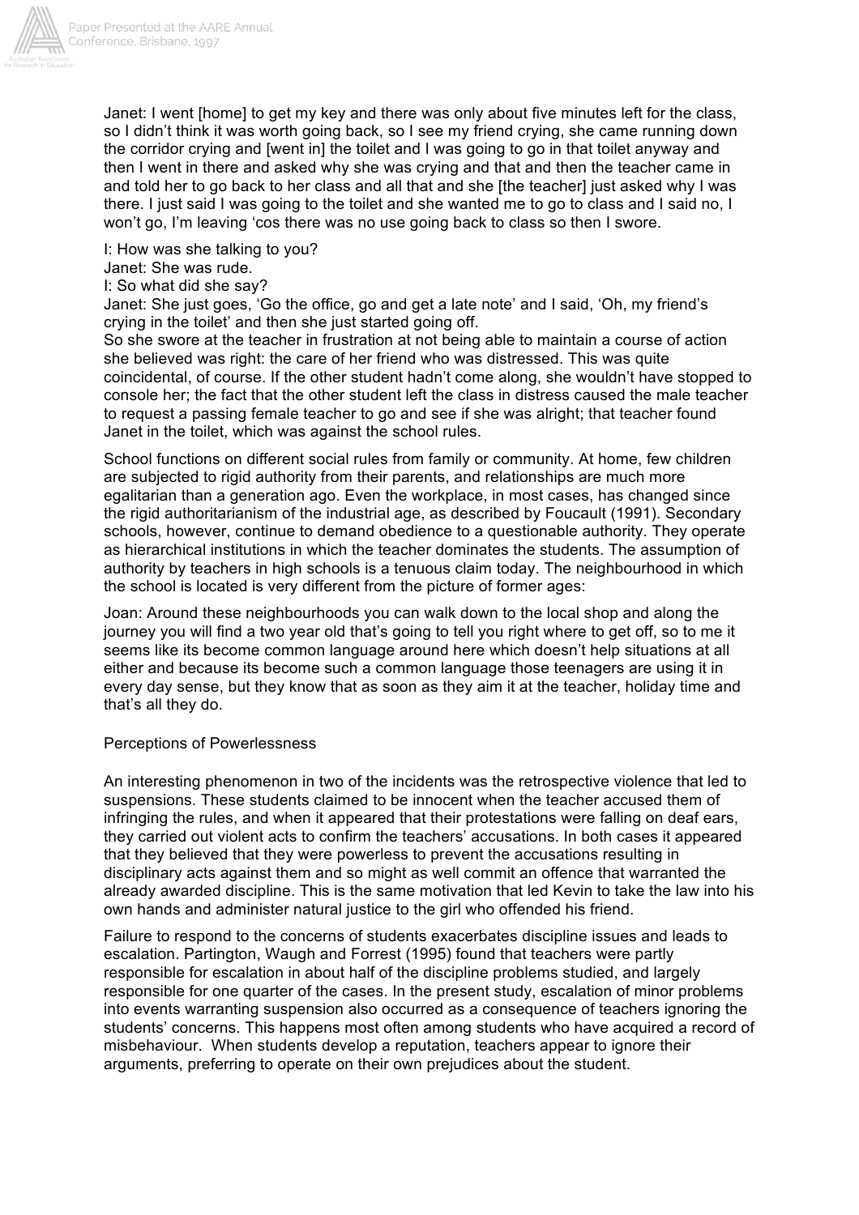Janet: I went [home] to get my key and there was only about five minutes left for the class, so I didn't think it was worth going back, so I see my friend crying, she came running down the corridor crying and [went in] the toilet and I was going to go in that toilet anyway and then I went in there and asked why she was crying and that and then the teacher came in and told her to go back to her class and all that and she [the teacher] just asked why I was there. I just said I was going to the toilet and she wanted me to go to class and I said no, I won't go, I'm leaving 'cos there was no use going back to class so then I swore.

I: How was she talking to you?
Janet: She was rude.
I: So what did she say?
Janet: She just goes, 'Go the office, go and get a late note' and I said, 'Oh, my friend's crying in the toilet' and then she just started going off.
So she swore at the teacher in frustration at not being able to maintain a course of action she believed was right: the care of her friend who was distressed. This was quite coincidental, of course. If the other student hadn't come along, she wouldn't have stopped to console her; the fact that the other student left the class in distress caused the male teacher to request a passing female teacher to go and see if she was alright; that teacher found Janet in the toilet, which was against the school rules.

School functions on different social rules from family or community. At home, few children are subjected to rigid authority from their parents, and relationships are much more egalitarian than a generation ago. Even the workplace, in most cases, has changed since the rigid authoritarianism of the industrial age, as described by Foucault (1991). Secondary schools, however, continue to demand obedience to a questionable authority. They operate as hierarchical institutions in which the teacher dominates the students. The assumption of authority by teachers in high schools is a tenuous claim today. The neighbourhood in which the school is located is very different from the picture of former ages:

Joan: Around these neighbourhoods you can walk down to the local shop and along the journey you will find a two year old that's going to tell you right where to get off, so to me it seems like its become common language around here which doesn't help situations at all either and because its become such a common language those teenagers are using it in every day sense, but they know that as soon as they aim it at the teacher, holiday time and that's all they do.

## Perceptions of Powerlessness

An interesting phenomenon in two of the incidents was the retrospective violence that led to suspensions. These students claimed to be innocent when the teacher accused them of infringing the rules, and when it appeared that their protestations were falling on deaf ears, they carried out violent acts to confirm the teachers' accusations. In both cases it appeared that they believed that they were powerless to prevent the accusations resulting in disciplinary acts against them and so might as well commit an offence that warranted the already awarded discipline. This is the same motivation that led Kevin to take the law into his own hands and administer natural justice to the girl who offended his friend.

Failure to respond to the concerns of students exacerbates discipline issues and leads to escalation. Partington, Waugh and Forrest (1995) found that teachers were partly responsible for escalation in about half of the discipline problems studied, and largely responsible for one quarter of the cases. In the present study, escalation of minor problems into events warranting suspension also occurred as a consequence of teachers ignoring the students' concerns. This happens most often among students who have acquired a record of misbehaviour. When students develop a reputation, teachers appear to ignore their arguments, preferring to operate on their own prejudices about the student.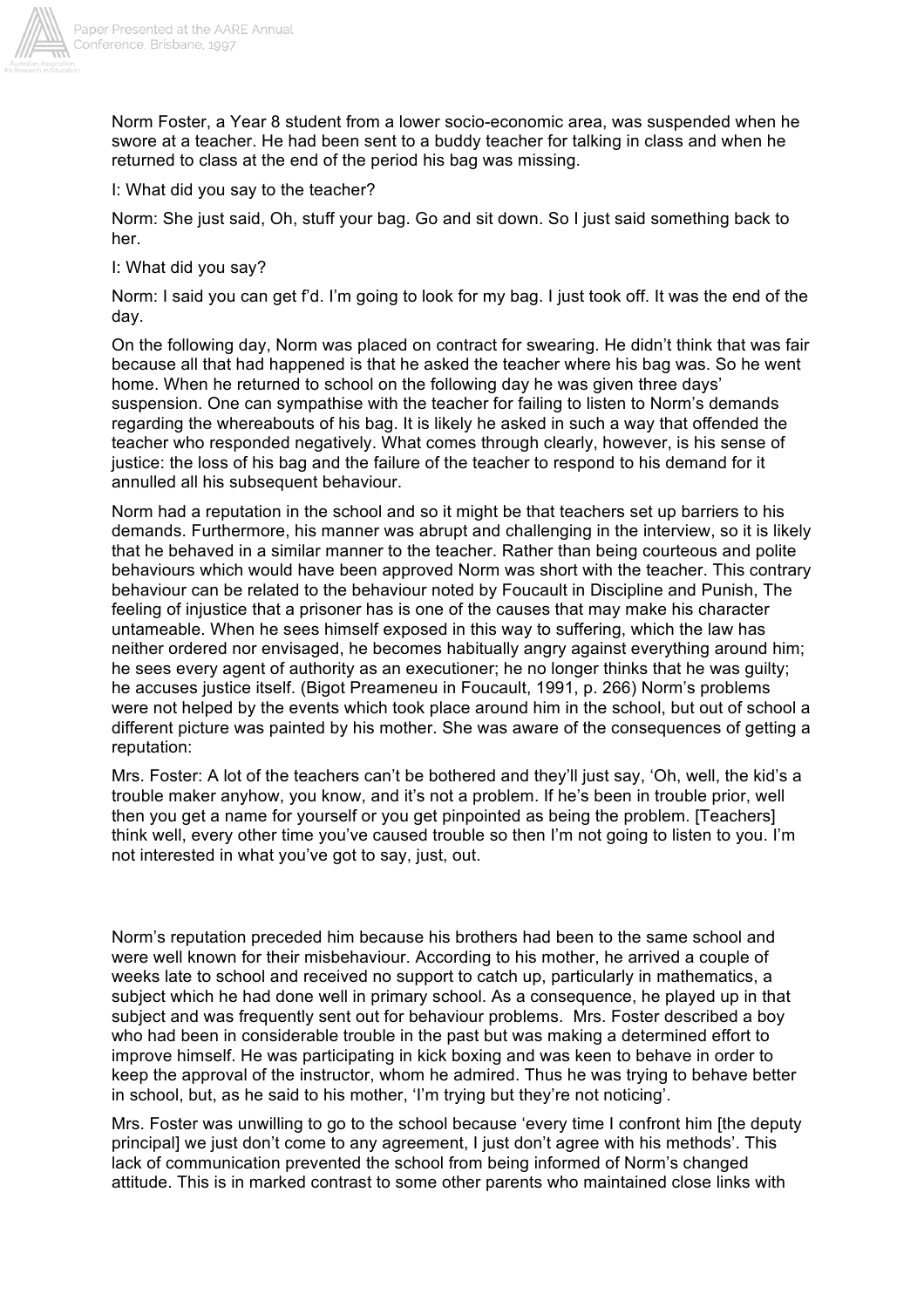Norm Foster, a Year 8 student from a lower socio-economic area, was suspended when he swore at a teacher. He had been sent to a buddy teacher for talking in class and when he returned to class at the end of the period his bag was missing.

I: What did you say to the teacher?

Norm: She just said, Oh, stuff your bag. Go and sit down. So I just said something back to her.

I: What did you say?

Norm: I said you can get f'd. I'm going to look for my bag. I just took off. It was the end of the day.

On the following day, Norm was placed on contract for swearing. He didn't think that was fair because all that had happened is that he asked the teacher where his bag was. So he went home. When he returned to school on the following day he was given three days' suspension. One can sympathise with the teacher for failing to listen to Norm's demands regarding the whereabouts of his bag. It is likely he asked in such a way that offended the teacher who responded negatively. What comes through clearly, however, is his sense of justice: the loss of his bag and the failure of the teacher to respond to his demand for it annulled all his subsequent behaviour.

Norm had a reputation in the school and so it might be that teachers set up barriers to his demands. Furthermore, his manner was abrupt and challenging in the interview, so it is likely that he behaved in a similar manner to the teacher. Rather than being courteous and polite behaviours which would have been approved Norm was short with the teacher. This contrary behaviour can be related to the behaviour noted by Foucault in Discipline and Punish, The feeling of injustice that a prisoner has is one of the causes that may make his character untameable. When he sees himself exposed in this way to suffering, which the law has neither ordered nor envisaged, he becomes habitually angry against everything around him; he sees every agent of authority as an executioner; he no longer thinks that he was guilty; he accuses justice itself. (Bigot Preameneu in Foucault, 1991, p. 266) Norm's problems were not helped by the events which took place around him in the school, but out of school a different picture was painted by his mother. She was aware of the consequences of getting a reputation:

Mrs. Foster: A lot of the teachers can't be bothered and they'll just say, 'Oh, well, the kid's a trouble maker anyhow, you know, and it's not a problem. If he's been in trouble prior, well then you get a name for yourself or you get pinpointed as being the problem. [Teachers] think well, every other time you've caused trouble so then I'm not going to listen to you. I'm not interested in what you've got to say, just, out.

Norm's reputation preceded him because his brothers had been to the same school and were well known for their misbehaviour. According to his mother, he arrived a couple of weeks late to school and received no support to catch up, particularly in mathematics, a subject which he had done well in primary school. As a consequence, he played up in that subject and was frequently sent out for behaviour problems. Mrs. Foster described a boy who had been in considerable trouble in the past but was making a determined effort to improve himself. He was participating in kick boxing and was keen to behave in order to keep the approval of the instructor, whom he admired. Thus he was trying to behave better in school, but, as he said to his mother, 'I'm trying but they're not noticing'.

Mrs. Foster was unwilling to go to the school because 'every time I confront him [the deputy principal] we just don't come to any agreement, I just don't agree with his methods'. This lack of communication prevented the school from being informed of Norm's changed attitude. This is in marked contrast to some other parents who maintained close links with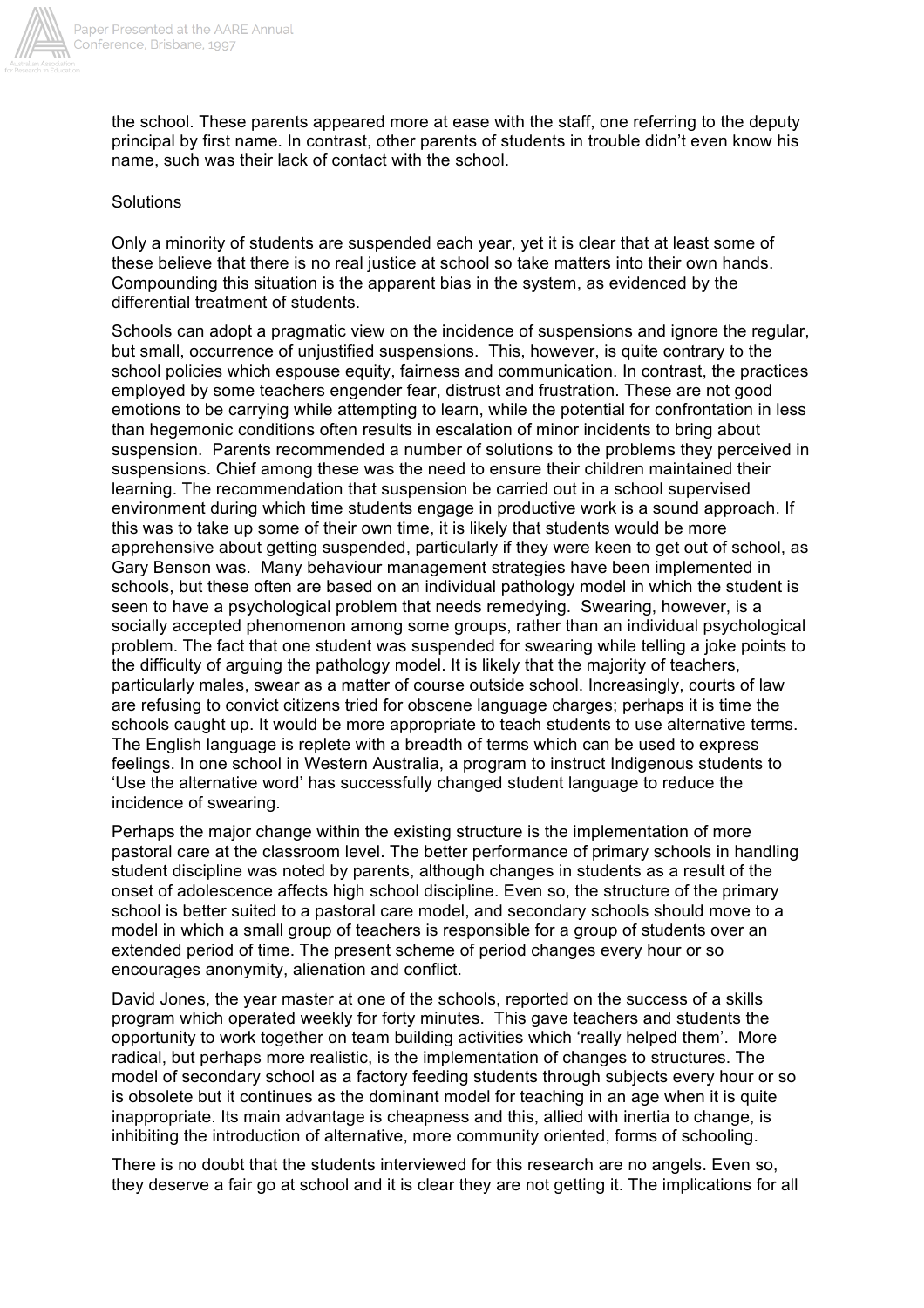the school. These parents appeared more at ease with the staff, one referring to the deputy principal by first name. In contrast, other parents of students in trouble didn't even know his name, such was their lack of contact with the school.

## Solutions

Only a minority of students are suspended each year, yet it is clear that at least some of these believe that there is no real justice at school so take matters into their own hands. Compounding this situation is the apparent bias in the system, as evidenced by the differential treatment of students.

Schools can adopt a pragmatic view on the incidence of suspensions and ignore the regular, but small, occurrence of unjustified suspensions. This, however, is quite contrary to the school policies which espouse equity, fairness and communication. In contrast, the practices employed by some teachers engender fear, distrust and frustration. These are not good emotions to be carrying while attempting to learn, while the potential for confrontation in less than hegemonic conditions often results in escalation of minor incidents to bring about suspension. Parents recommended a number of solutions to the problems they perceived in suspensions. Chief among these was the need to ensure their children maintained their learning. The recommendation that suspension be carried out in a school supervised environment during which time students engage in productive work is a sound approach. If this was to take up some of their own time, it is likely that students would be more apprehensive about getting suspended, particularly if they were keen to get out of school, as Gary Benson was. Many behaviour management strategies have been implemented in schools, but these often are based on an individual pathology model in which the student is seen to have a psychological problem that needs remedying. Swearing, however, is a socially accepted phenomenon among some groups, rather than an individual psychological problem. The fact that one student was suspended for swearing while telling a joke points to the difficulty of arguing the pathology model. It is likely that the majority of teachers, particularly males, swear as a matter of course outside school. Increasingly, courts of law are refusing to convict citizens tried for obscene language charges; perhaps it is time the schools caught up. It would be more appropriate to teach students to use alternative terms. The English language is replete with a breadth of terms which can be used to express feelings. In one school in Western Australia, a program to instruct Indigenous students to 'Use the alternative word' has successfully changed student language to reduce the incidence of swearing.

Perhaps the major change within the existing structure is the implementation of more pastoral care at the classroom level. The better performance of primary schools in handling student discipline was noted by parents, although changes in students as a result of the onset of adolescence affects high school discipline. Even so, the structure of the primary school is better suited to a pastoral care model, and secondary schools should move to a model in which a small group of teachers is responsible for a group of students over an extended period of time. The present scheme of period changes every hour or so encourages anonymity, alienation and conflict.

David Jones, the year master at one of the schools, reported on the success of a skills program which operated weekly for forty minutes. This gave teachers and students the opportunity to work together on team building activities which 'really helped them'. More radical, but perhaps more realistic, is the implementation of changes to structures. The model of secondary school as a factory feeding students through subjects every hour or so is obsolete but it continues as the dominant model for teaching in an age when it is quite inappropriate. Its main advantage is cheapness and this, allied with inertia to change, is inhibiting the introduction of alternative, more community oriented, forms of schooling.

There is no doubt that the students interviewed for this research are no angels. Even so, they deserve a fair go at school and it is clear they are not getting it. The implications for all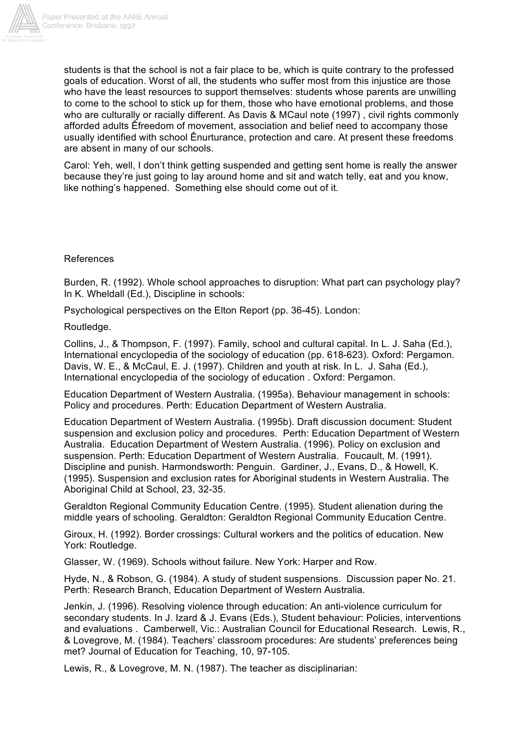students is that the school is not a fair place to be, which is quite contrary to the professed goals of education. Worst of all, the students who suffer most from this injustice are those who have the least resources to support themselves: students whose parents are unwilling to come to the school to stick up for them, those who have emotional problems, and those who are culturally or racially different. As Davis & MCaul note (1997) , civil rights commonly afforded adults Êfreedom of movement, association and belief need to accompany those usually identified with school Ênurturance, protection and care. At present these freedoms are absent in many of our schools.

Carol: Yeh, well, I don't think getting suspended and getting sent home is really the answer because they're just going to lay around home and sit and watch telly, eat and you know, like nothing's happened. Something else should come out of it.

References

Burden, R. (1992). Whole school approaches to disruption: What part can psychology play? In K. Wheldall (Ed.), Discipline in schools:

Psychological perspectives on the Elton Report (pp. 36-45). London:

Routledge.

Collins, J., & Thompson, F. (1997). Family, school and cultural capital. In L. J. Saha (Ed.), International encyclopedia of the sociology of education (pp. 618-623). Oxford: Pergamon. Davis, W. E., & McCaul, E. J. (1997). Children and youth at risk. In L. J. Saha (Ed.), International encyclopedia of the sociology of education . Oxford: Pergamon.

Education Department of Western Australia. (1995a). Behaviour management in schools: Policy and procedures. Perth: Education Department of Western Australia.

Education Department of Western Australia. (1995b). Draft discussion document: Student suspension and exclusion policy and procedures. Perth: Education Department of Western Australia. Education Department of Western Australia. (1996). Policy on exclusion and suspension. Perth: Education Department of Western Australia. Foucault, M. (1991). Discipline and punish. Harmondsworth: Penguin. Gardiner, J., Evans, D., & Howell, K. (1995). Suspension and exclusion rates for Aboriginal students in Western Australia. The Aboriginal Child at School, 23, 32-35.

Geraldton Regional Community Education Centre. (1995). Student alienation during the middle years of schooling. Geraldton: Geraldton Regional Community Education Centre.

Giroux, H. (1992). Border crossings: Cultural workers and the politics of education. New York: Routledge.

Glasser, W. (1969). Schools without failure. New York: Harper and Row.

Hyde, N., & Robson, G. (1984). A study of student suspensions. Discussion paper No. 21. Perth: Research Branch, Education Department of Western Australia.

Jenkin, J. (1996). Resolving violence through education: An anti-violence curriculum for secondary students. In J. Izard & J. Evans (Eds.), Student behaviour: Policies, interventions and evaluations . Camberwell, Vic.: Australian Council for Educational Research. Lewis, R., & Lovegrove, M. (1984). Teachers' classroom procedures: Are students' preferences being met? Journal of Education for Teaching, 10, 97-105.

Lewis, R., & Lovegrove, M. N. (1987). The teacher as disciplinarian: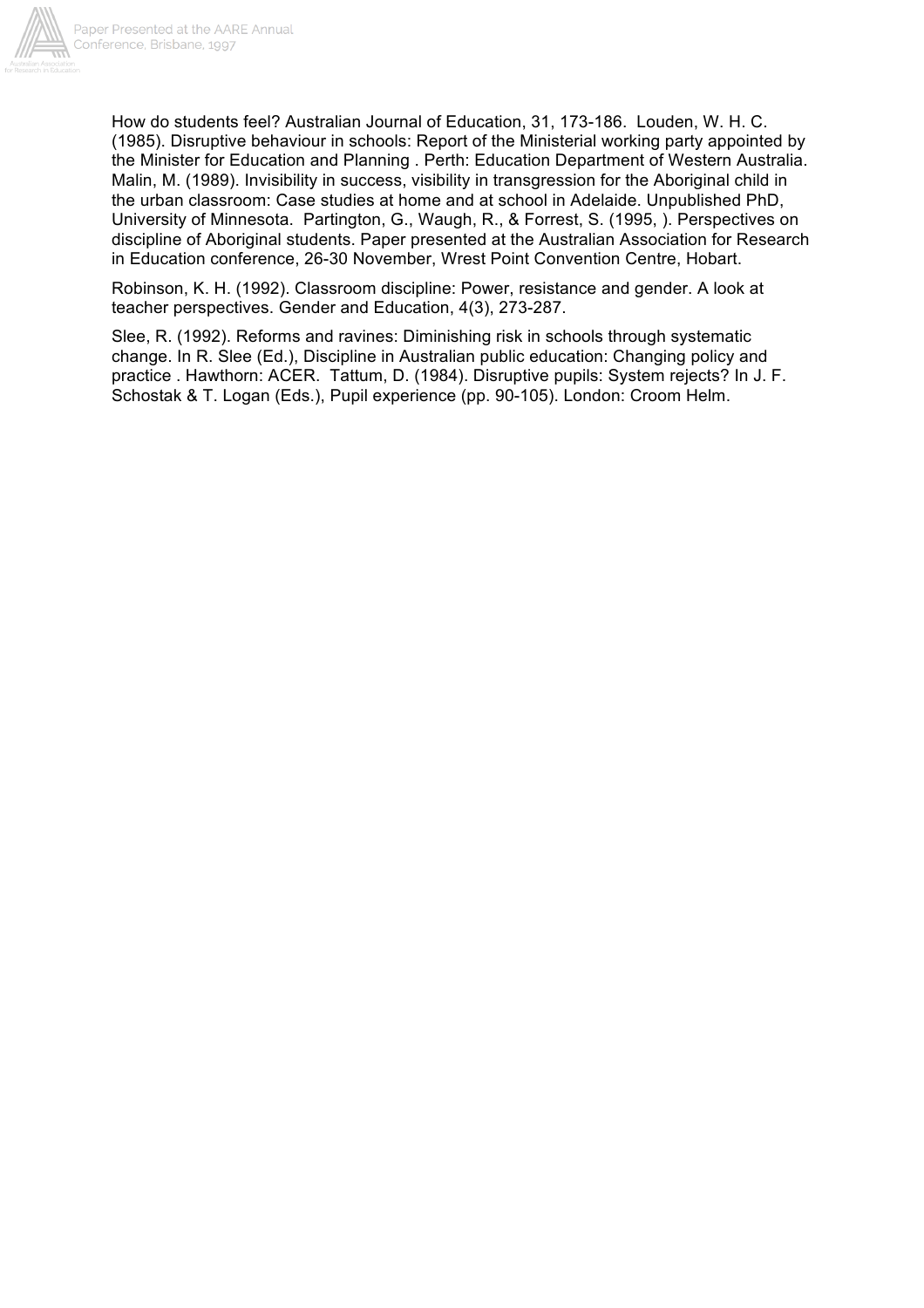How do students feel? Australian Journal of Education, 31, 173-186.  Louden, W. H. C. (1985). Disruptive behaviour in schools: Report of the Ministerial working party appointed by the Minister for Education and Planning . Perth: Education Department of Western Australia. Malin, M. (1989). Invisibility in success, visibility in transgression for the Aboriginal child in the urban classroom: Case studies at home and at school in Adelaide. Unpublished PhD, University of Minnesota.  Partington, G., Waugh, R., & Forrest, S. (1995, ). Perspectives on discipline of Aboriginal students. Paper presented at the Australian Association for Research in Education conference, 26-30 November, Wrest Point Convention Centre, Hobart.

Robinson, K. H. (1992). Classroom discipline: Power, resistance and gender. A look at teacher perspectives. Gender and Education, 4(3), 273-287.

Slee, R. (1992). Reforms and ravines: Diminishing risk in schools through systematic change. In R. Slee (Ed.), Discipline in Australian public education: Changing policy and practice . Hawthorn: ACER.  Tattum, D. (1984). Disruptive pupils: System rejects? In J. F. Schostak & T. Logan (Eds.), Pupil experience (pp. 90-105). London: Croom Helm.